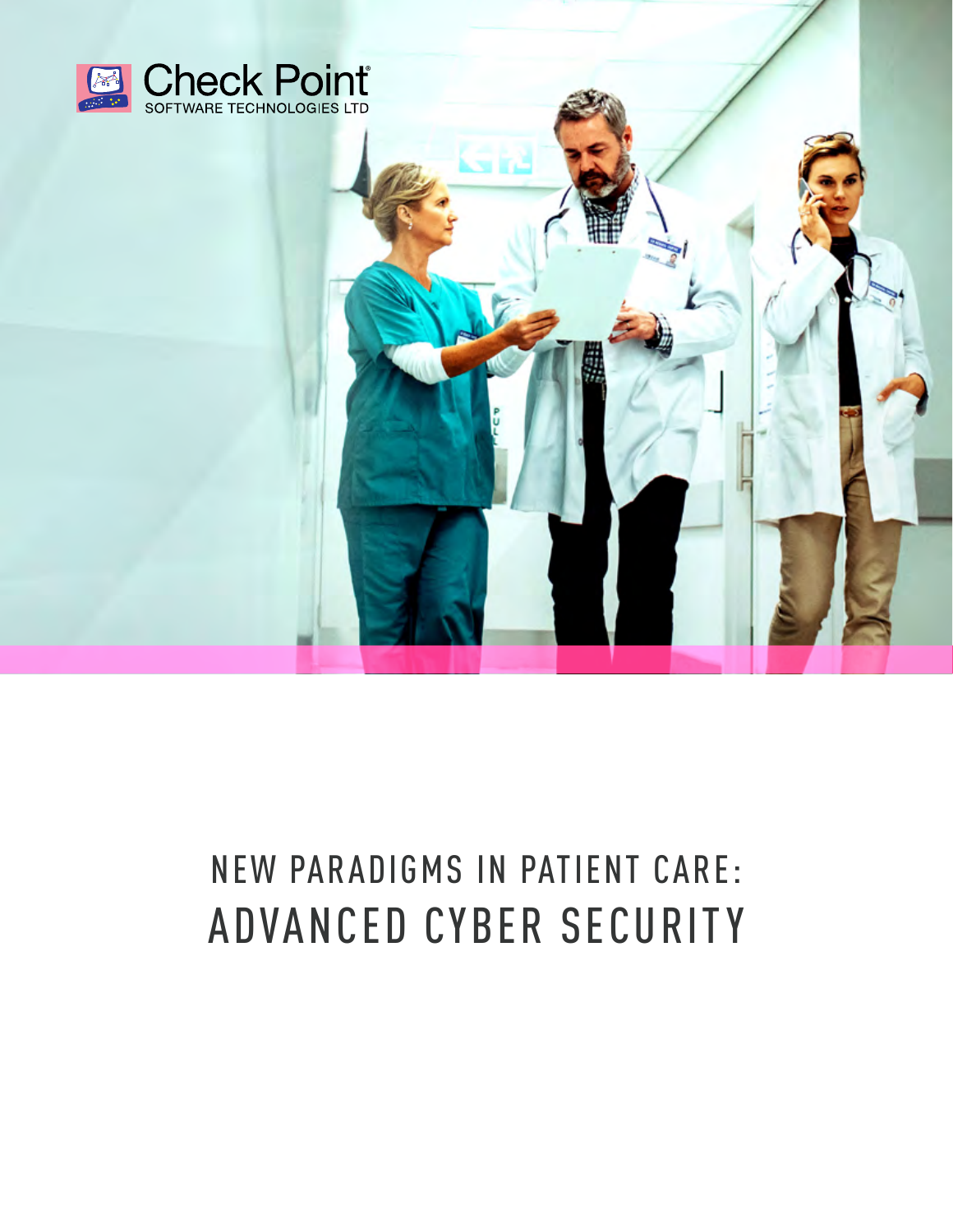Check Point SOFTWARE TECHNOLOGIES LTD

# NEW PARADIGMS IN PATIENT CARE: ADVANCED CYBER SECURITY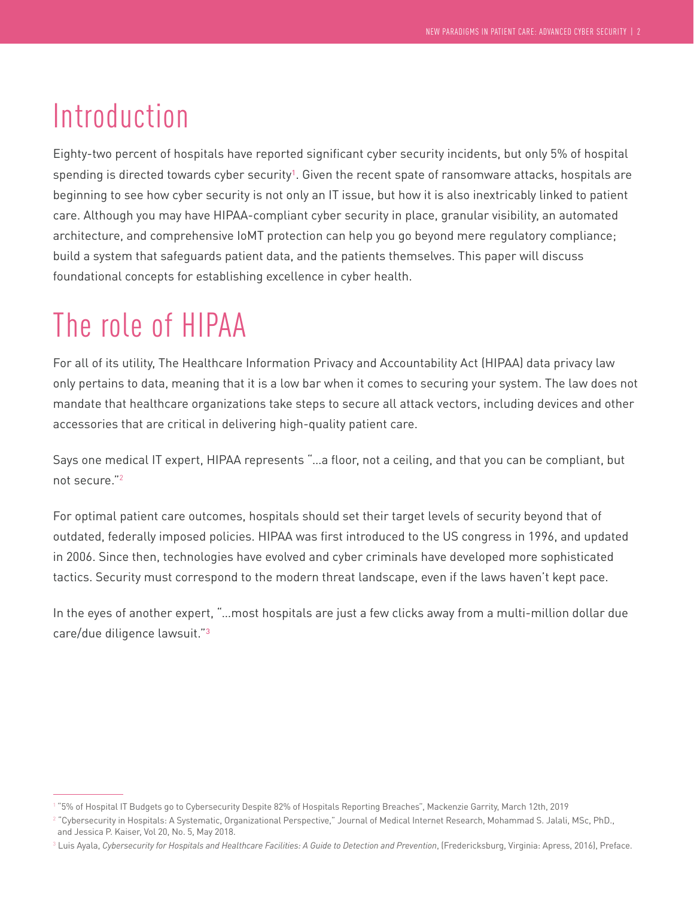# Introduction

Eighty-two percent of hospitals have reported significant cyber security incidents, but only 5% of hospital spending is directed towards cyber security[1]. Given the recent spate of ransomware attacks, hospitals are beginning to see how cyber security is not only an IT issue, but how it is also inextricably linked to patient care. Although you may have HIPAA-compliant cyber security in place, granular visibility, an automated architecture, and comprehensive IoMT protection can help you go beyond mere regulatory compliance; build a system that safeguards patient data, and the patients themselves. This paper will discuss foundational concepts for establishing excellence in cyber health.

# The role of HIPAA

For all of its utility, The Healthcare Information Privacy and Accountability Act (HIPAA) data privacy law only pertains to data, meaning that it is a low bar when it comes to securing your system. The law does not mandate that healthcare organizations take steps to secure all attack vectors, including devices and other accessories that are critical in delivering high-quality patient care.

Says one medical IT expert, HIPAA represents "...a floor, not a ceiling, and that you can be compliant, but not secure."[2]

For optimal patient care outcomes, hospitals should set their target levels of security beyond that of outdated, federally imposed policies. HIPAA was first introduced to the US congress in 1996, and updated in 2006. Since then, technologies have evolved and cyber criminals have developed more sophisticated tactics. Security must correspond to the modern threat landscape, even if the laws haven't kept pace.

In the eyes of another expert, "...most hospitals are just a few clicks away from a multi-million dollar due care/due diligence lawsuit."[3]

---

[1] "5% of Hospital IT Budgets go to Cybersecurity Despite 82% of Hospitals Reporting Breaches", Mackenzie Garrity, March 12th, 2019

[2] "Cybersecurity in Hospitals: A Systematic, Organizational Perspective," Journal of Medical Internet Research, Mohammad S. Jalali, MSc, PhD., and Jessica P. Kaiser, Vol 20, No. 5, May 2018.

[3] Luis Ayala, *Cybersecurity for Hospitals and Healthcare Facilities: A Guide to Detection and Prevention*, (Fredericksburg, Virginia: Apress, 2016), Preface.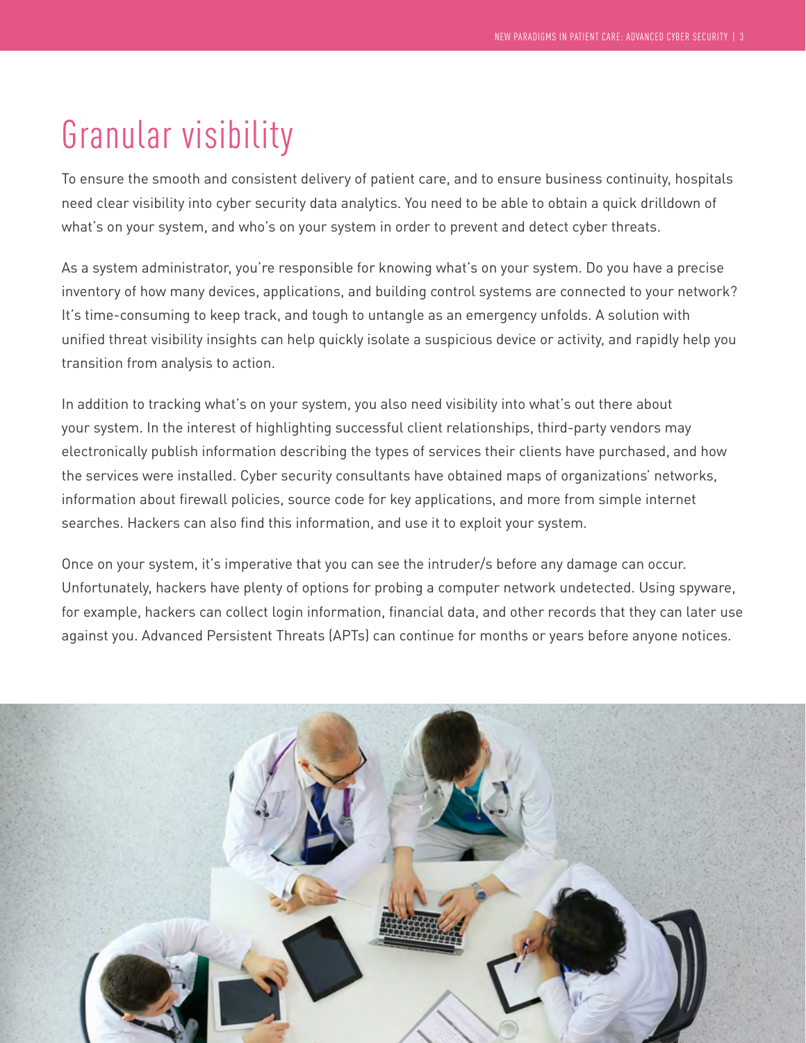# Granular visibility

To ensure the smooth and consistent delivery of patient care, and to ensure business continuity, hospitals need clear visibility into cyber security data analytics. You need to be able to obtain a quick drilldown of what's on your system, and who's on your system in order to prevent and detect cyber threats.

As a system administrator, you're responsible for knowing what's on your system. Do you have a precise inventory of how many devices, applications, and building control systems are connected to your network? It's time-consuming to keep track, and tough to untangle as an emergency unfolds. A solution with unified threat visibility insights can help quickly isolate a suspicious device or activity, and rapidly help you transition from analysis to action.

In addition to tracking what's on your system, you also need visibility into what's out there about your system. In the interest of highlighting successful client relationships, third-party vendors may electronically publish information describing the types of services their clients have purchased, and how the services were installed. Cyber security consultants have obtained maps of organizations' networks, information about firewall policies, source code for key applications, and more from simple internet searches. Hackers can also find this information, and use it to exploit your system.

Once on your system, it's imperative that you can see the intruder/s before any damage can occur. Unfortunately, hackers have plenty of options for probing a computer network undetected. Using spyware, for example, hackers can collect login information, financial data, and other records that they can later use against you. Advanced Persistent Threats (APTs) can continue for months or years before anyone notices.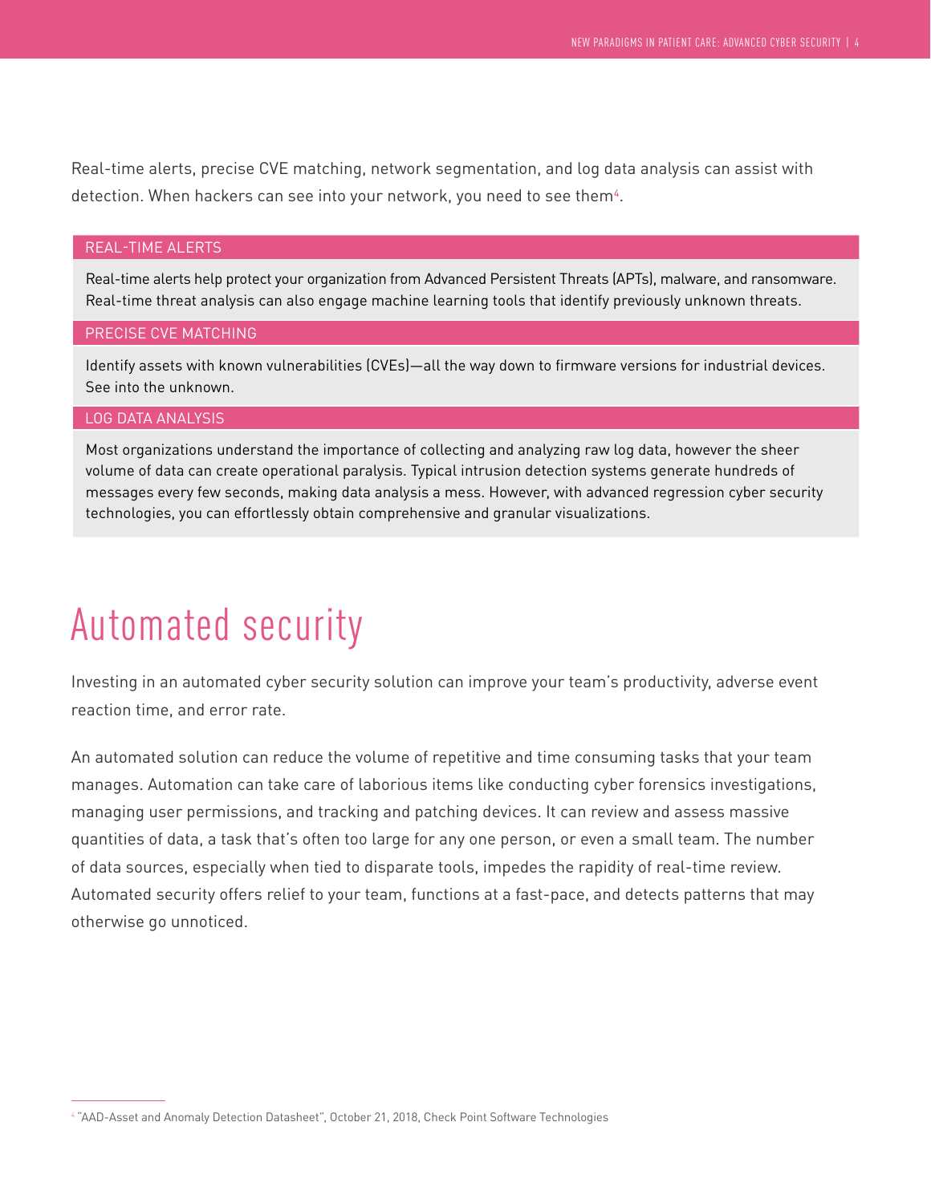Real-time alerts, precise CVE matching, network segmentation, and log data analysis can assist with detection. When hackers can see into your network, you need to see them[4].

### REAL-TIME ALERTS

Real-time alerts help protect your organization from Advanced Persistent Threats (APTs), malware, and ransomware. Real-time threat analysis can also engage machine learning tools that identify previously unknown threats.

### PRECISE CVE MATCHING

Identify assets with known vulnerabilities (CVEs)—all the way down to firmware versions for industrial devices. See into the unknown.

### LOG DATA ANALYSIS

Most organizations understand the importance of collecting and analyzing raw log data, however the sheer volume of data can create operational paralysis. Typical intrusion detection systems generate hundreds of messages every few seconds, making data analysis a mess. However, with advanced regression cyber security technologies, you can effortlessly obtain comprehensive and granular visualizations.

# Automated security

Investing in an automated cyber security solution can improve your team's productivity, adverse event reaction time, and error rate.

An automated solution can reduce the volume of repetitive and time consuming tasks that your team manages. Automation can take care of laborious items like conducting cyber forensics investigations, managing user permissions, and tracking and patching devices. It can review and assess massive quantities of data, a task that's often too large for any one person, or even a small team. The number of data sources, especially when tied to disparate tools, impedes the rapidity of real-time review. Automated security offers relief to your team, functions at a fast-pace, and detects patterns that may otherwise go unnoticed.

---

[4] "AAD-Asset and Anomaly Detection Datasheet", October 21, 2018, Check Point Software Technologies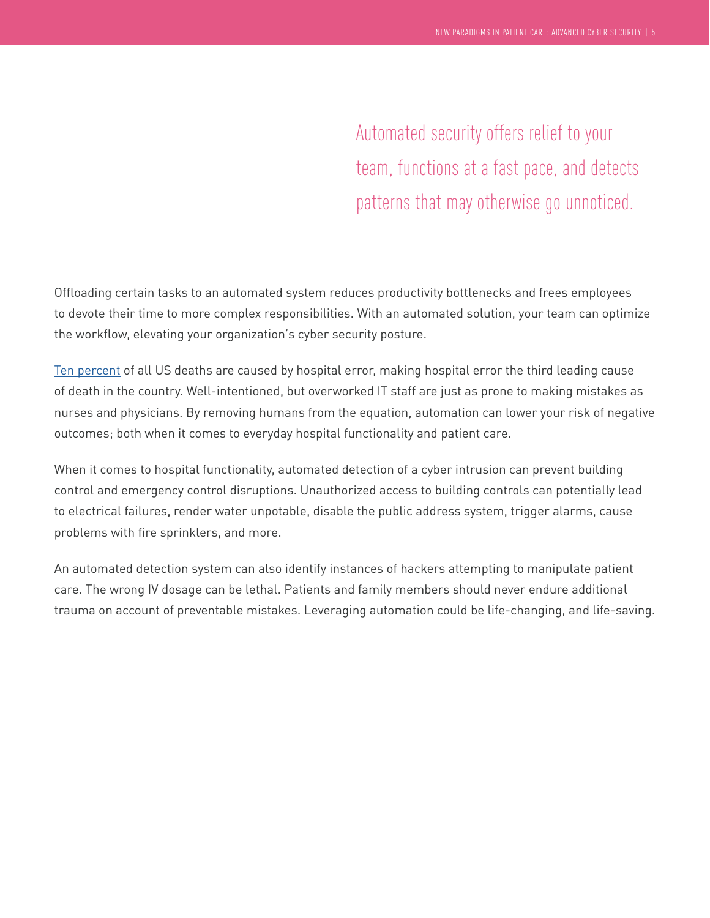> Automated security offers relief to your team, functions at a fast pace, and detects patterns that may otherwise go unnoticed.

Offloading certain tasks to an automated system reduces productivity bottlenecks and frees employees to devote their time to more complex responsibilities. With an automated solution, your team can optimize the workflow, elevating your organization's cyber security posture.

Ten percent of all US deaths are caused by hospital error, making hospital error the third leading cause of death in the country. Well-intentioned, but overworked IT staff are just as prone to making mistakes as nurses and physicians. By removing humans from the equation, automation can lower your risk of negative outcomes; both when it comes to everyday hospital functionality and patient care.

When it comes to hospital functionality, automated detection of a cyber intrusion can prevent building control and emergency control disruptions. Unauthorized access to building controls can potentially lead to electrical failures, render water unpotable, disable the public address system, trigger alarms, cause problems with fire sprinklers, and more.

An automated detection system can also identify instances of hackers attempting to manipulate patient care. The wrong IV dosage can be lethal. Patients and family members should never endure additional trauma on account of preventable mistakes. Leveraging automation could be life-changing, and life-saving.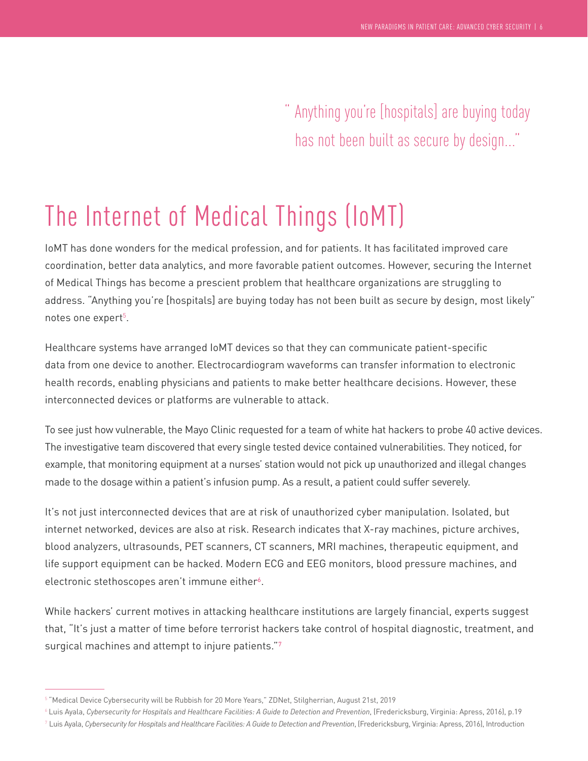> " Anything you're [hospitals] are buying today has not been built as secure by design..."

# The Internet of Medical Things (IoMT)

IoMT has done wonders for the medical profession, and for patients. It has facilitated improved care coordination, better data analytics, and more favorable patient outcomes. However, securing the Internet of Medical Things has become a prescient problem that healthcare organizations are struggling to address. "Anything you're [hospitals] are buying today has not been built as secure by design, most likely" notes one expert[5].

Healthcare systems have arranged IoMT devices so that they can communicate patient-specific data from one device to another. Electrocardiogram waveforms can transfer information to electronic health records, enabling physicians and patients to make better healthcare decisions. However, these interconnected devices or platforms are vulnerable to attack.

To see just how vulnerable, the Mayo Clinic requested for a team of white hat hackers to probe 40 active devices. The investigative team discovered that every single tested device contained vulnerabilities. They noticed, for example, that monitoring equipment at a nurses' station would not pick up unauthorized and illegal changes made to the dosage within a patient's infusion pump. As a result, a patient could suffer severely.

It's not just interconnected devices that are at risk of unauthorized cyber manipulation. Isolated, but internet networked, devices are also at risk. Research indicates that X-ray machines, picture archives, blood analyzers, ultrasounds, PET scanners, CT scanners, MRI machines, therapeutic equipment, and life support equipment can be hacked. Modern ECG and EEG monitors, blood pressure machines, and electronic stethoscopes aren't immune either[6].

While hackers' current motives in attacking healthcare institutions are largely financial, experts suggest that, "It's just a matter of time before terrorist hackers take control of hospital diagnostic, treatment, and surgical machines and attempt to injure patients."[7]

---

[5] "Medical Device Cybersecurity will be Rubbish for 20 More Years," ZDNet, Stilgherrian, August 21st, 2019

[6] Luis Ayala, *Cybersecurity for Hospitals and Healthcare Facilities: A Guide to Detection and Prevention*, (Fredericksburg, Virginia: Apress, 2016), p.19

[7] Luis Ayala, *Cybersecurity for Hospitals and Healthcare Facilities: A Guide to Detection and Prevention*, (Fredericksburg, Virginia: Apress, 2016), Introduction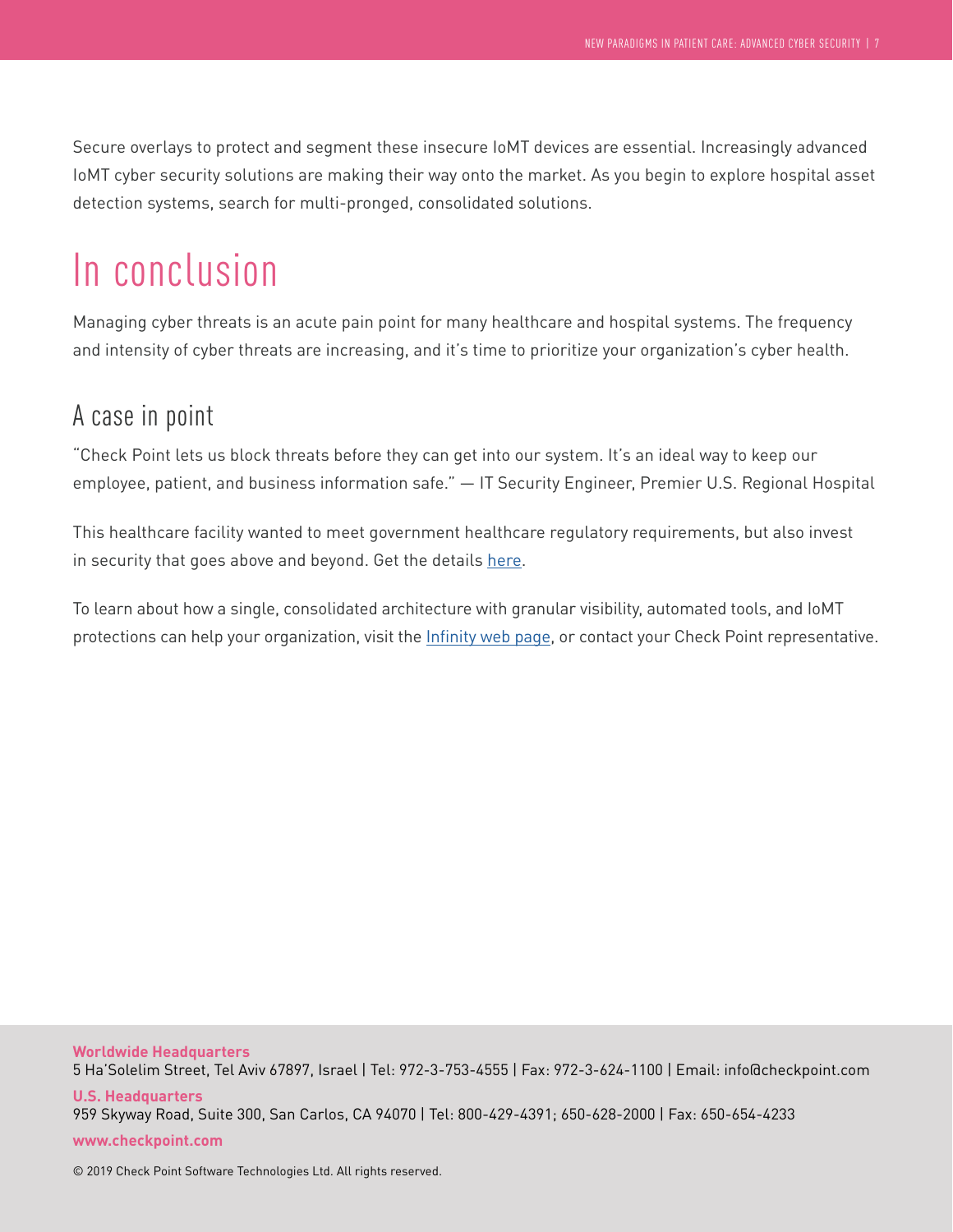Secure overlays to protect and segment these insecure IoMT devices are essential. Increasingly advanced IoMT cyber security solutions are making their way onto the market. As you begin to explore hospital asset detection systems, search for multi-pronged, consolidated solutions.

# In conclusion

Managing cyber threats is an acute pain point for many healthcare and hospital systems. The frequency and intensity of cyber threats are increasing, and it's time to prioritize your organization's cyber health.

## A case in point

"Check Point lets us block threats before they can get into our system. It's an ideal way to keep our employee, patient, and business information safe." — IT Security Engineer, Premier U.S. Regional Hospital

This healthcare facility wanted to meet government healthcare regulatory requirements, but also invest in security that goes above and beyond. Get the details here.

To learn about how a single, consolidated architecture with granular visibility, automated tools, and IoMT protections can help your organization, visit the Infinity web page, or contact your Check Point representative.

**Worldwide Headquarters**
5 Ha'Solelim Street, Tel Aviv 67897, Israel | Tel: 972-3-753-4555 | Fax: 972-3-624-1100 | Email: info@checkpoint.com

**U.S. Headquarters**
959 Skyway Road, Suite 300, San Carlos, CA 94070 | Tel: 800-429-4391; 650-628-2000 | Fax: 650-654-4233

**www.checkpoint.com**

© 2019 Check Point Software Technologies Ltd. All rights reserved.